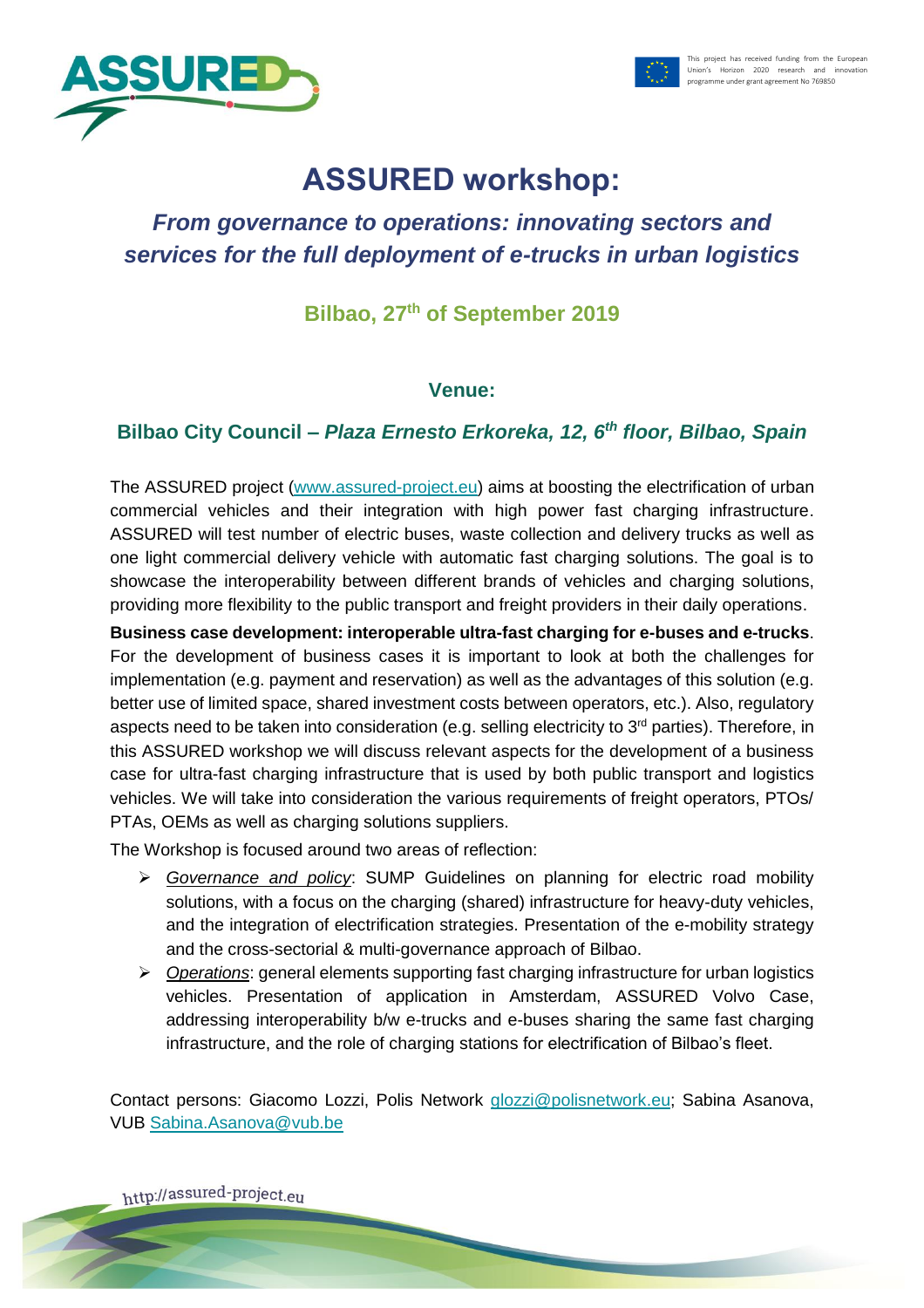This project has received funding from the European Union's Horizon 2020 research and innovation programme under grant agreement No 769850

# ASSURED workshop:

## *From governance to operations: innovating sectors and services for the full deployment of e-trucks in urban logistics*

### Bilbao, 27th of September 2019

### Venue:

### Bilbao City Council – *Plaza Ernesto Erkoreka, 12, 6th floor, Bilbao, Spain*

The ASSURED project (www.assured-project.eu) aims at boosting the electrification of urban commercial vehicles and their integration with high power fast charging infrastructure. ASSURED will test number of electric buses, waste collection and delivery trucks as well as one light commercial delivery vehicle with automatic fast charging solutions. The goal is to showcase the interoperability between different brands of vehicles and charging solutions, providing more flexibility to the public transport and freight providers in their daily operations.

**Business case development: interoperable ultra-fast charging for e-buses and e-trucks**. For the development of business cases it is important to look at both the challenges for implementation (e.g. payment and reservation) as well as the advantages of this solution (e.g. better use of limited space, shared investment costs between operators, etc.). Also, regulatory aspects need to be taken into consideration (e.g. selling electricity to 3rd parties). Therefore, in this ASSURED workshop we will discuss relevant aspects for the development of a business case for ultra-fast charging infrastructure that is used by both public transport and logistics vehicles. We will take into consideration the various requirements of freight operators, PTOs/ PTAs, OEMs as well as charging solutions suppliers.

The Workshop is focused around two areas of reflection:

- *Governance and policy*: SUMP Guidelines on planning for electric road mobility solutions, with a focus on the charging (shared) infrastructure for heavy-duty vehicles, and the integration of electrification strategies. Presentation of the e-mobility strategy and the cross-sectorial & multi-governance approach of Bilbao.
- *Operations*: general elements supporting fast charging infrastructure for urban logistics vehicles. Presentation of application in Amsterdam, ASSURED Volvo Case, addressing interoperability b/w e-trucks and e-buses sharing the same fast charging infrastructure, and the role of charging stations for electrification of Bilbao's fleet.

Contact persons: Giacomo Lozzi, Polis Network glozzi@polisnetwork.eu; Sabina Asanova, VUB Sabina.Asanova@vub.be

http://assured-project.eu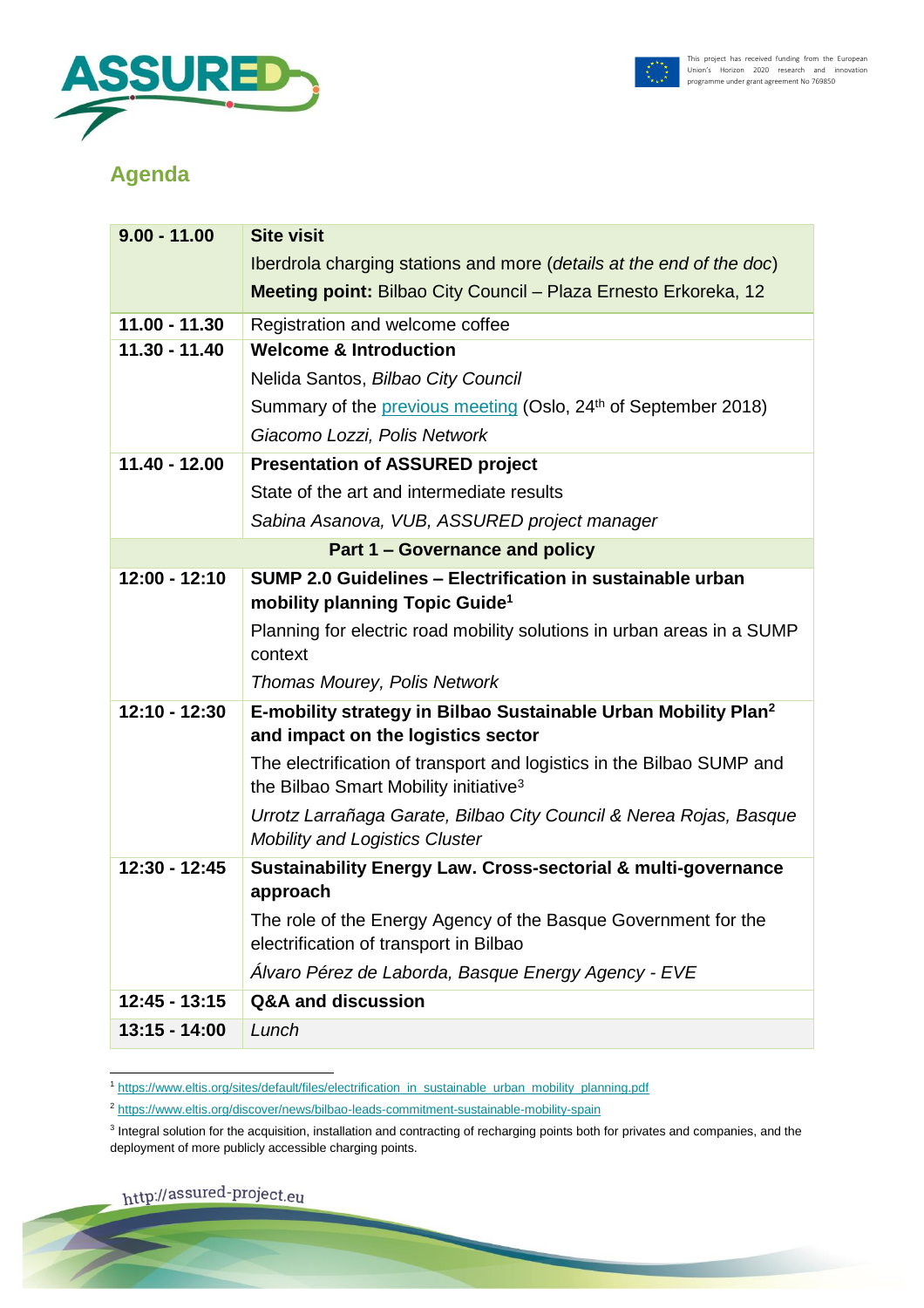## Agenda

| | |
|---|---|
| 9.00 - 11.00 | **Site visit**<br>Iberdrola charging stations and more (*details at the end of the doc*)<br>**Meeting point:** Bilbao City Council – Plaza Ernesto Erkoreka, 12 |
| 11.00 - 11.30 | Registration and welcome coffee |
| 11.30 - 11.40 | **Welcome & Introduction**<br>Nelida Santos, *Bilbao City Council*<br>Summary of the previous meeting (Oslo, 24th of September 2018)<br>*Giacomo Lozzi, Polis Network* |
| 11.40 - 12.00 | **Presentation of ASSURED project**<br>State of the art and intermediate results<br>*Sabina Asanova, VUB, ASSURED project manager* |
| **Part 1 – Governance and policy** | |
| 12:00 - 12:10 | **SUMP 2.0 Guidelines – Electrification in sustainable urban mobility planning Topic Guide**[1]<br>Planning for electric road mobility solutions in urban areas in a SUMP context<br>*Thomas Mourey, Polis Network* |
| 12:10 - 12:30 | **E-mobility strategy in Bilbao Sustainable Urban Mobility Plan**[2] **and impact on the logistics sector**<br>The electrification of transport and logistics in the Bilbao SUMP and the Bilbao Smart Mobility initiative[3]<br>*Urrotz Larrañaga Garate, Bilbao City Council & Nerea Rojas, Basque Mobility and Logistics Cluster* |
| 12:30 - 12:45 | **Sustainability Energy Law. Cross-sectorial & multi-governance approach**<br>The role of the Energy Agency of the Basque Government for the electrification of transport in Bilbao<br>*Álvaro Pérez de Laborda, Basque Energy Agency - EVE* |
| 12:45 - 13:15 | **Q&A and discussion** |
| 13:15 - 14:00 | *Lunch* |

[1] https://www.eltis.org/sites/default/files/electrification_in_sustainable_urban_mobility_planning.pdf

[2] https://www.eltis.org/discover/news/bilbao-leads-commitment-sustainable-mobility-spain

[3] Integral solution for the acquisition, installation and contracting of recharging points both for privates and companies, and the deployment of more publicly accessible charging points.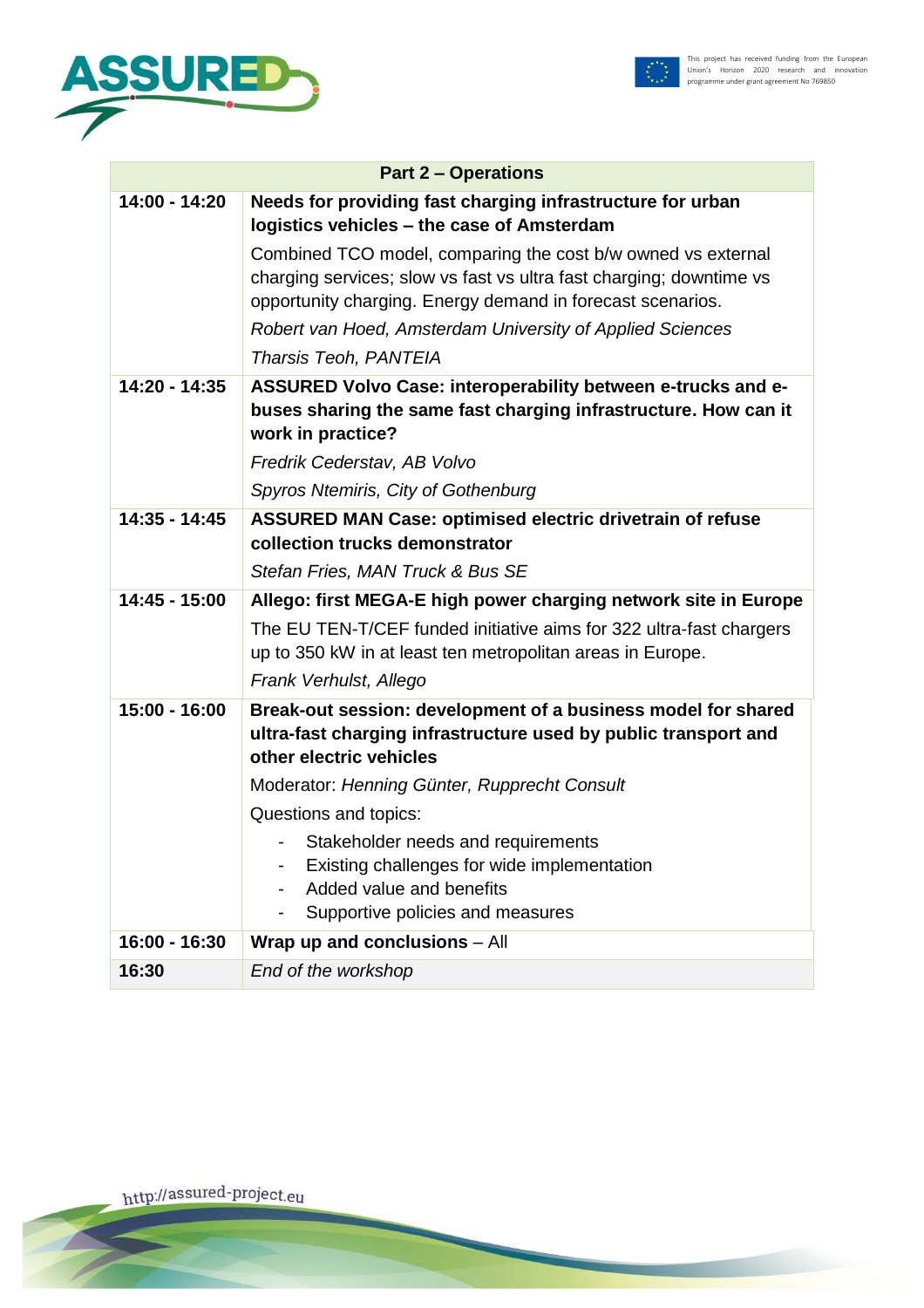| Part 2 – Operations | |
|---|---|
| **14:00 - 14:20** | **Needs for providing fast charging infrastructure for urban logistics vehicles – the case of Amsterdam**<br>Combined TCO model, comparing the cost b/w owned vs external charging services; slow vs fast vs ultra fast charging; downtime vs opportunity charging. Energy demand in forecast scenarios.<br>*Robert van Hoed, Amsterdam University of Applied Sciences*<br>*Tharsis Teoh, PANTEIA* |
| **14:20 - 14:35** | **ASSURED Volvo Case: interoperability between e-trucks and e-buses sharing the same fast charging infrastructure. How can it work in practice?**<br>*Fredrik Cederstav, AB Volvo*<br>*Spyros Ntemiris, City of Gothenburg* |
| **14:35 - 14:45** | **ASSURED MAN Case: optimised electric drivetrain of refuse collection trucks demonstrator**<br>*Stefan Fries, MAN Truck & Bus SE* |
| **14:45 - 15:00** | **Allego: first MEGA-E high power charging network site in Europe**<br>The EU TEN-T/CEF funded initiative aims for 322 ultra-fast chargers up to 350 kW in at least ten metropolitan areas in Europe.<br>*Frank Verhulst, Allego* |
| **15:00 - 16:00** | **Break-out session: development of a business model for shared ultra-fast charging infrastructure used by public transport and other electric vehicles**<br>Moderator: *Henning Günter, Rupprecht Consult*<br>Questions and topics:<br>- Stakeholder needs and requirements<br>- Existing challenges for wide implementation<br>- Added value and benefits<br>- Supportive policies and measures |
| **16:00 - 16:30** | **Wrap up and conclusions** – All |
| **16:30** | *End of the workshop* |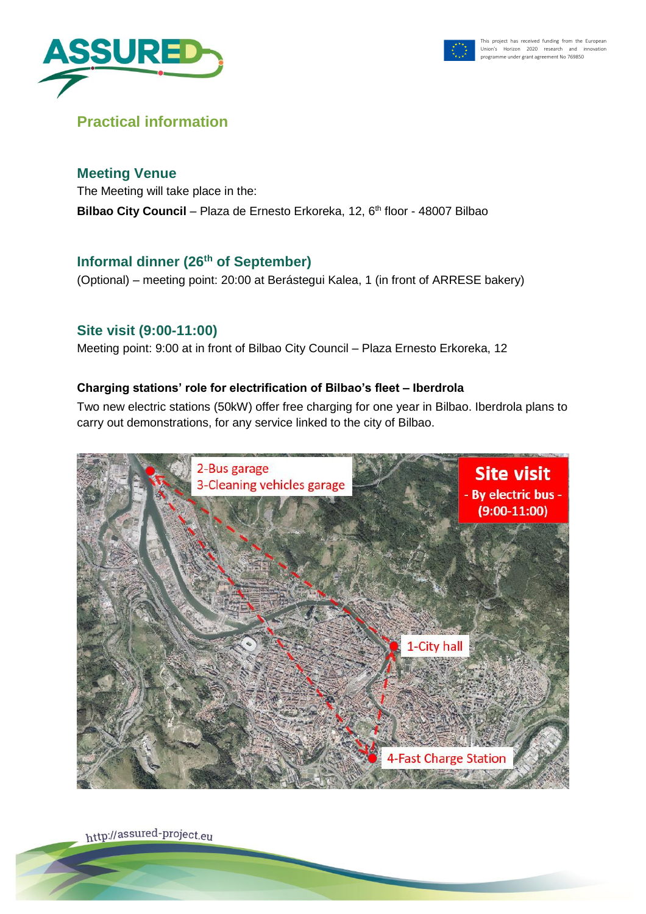## Practical information

### Meeting Venue

The Meeting will take place in the:

**Bilbao City Council** – Plaza de Ernesto Erkoreka, 12, 6th floor - 48007 Bilbao

### Informal dinner (26th of September)

(Optional) – meeting point: 20:00 at Berástegui Kalea, 1 (in front of ARRESE bakery)

### Site visit (9:00-11:00)

Meeting point: 9:00 at in front of Bilbao City Council – Plaza Ernesto Erkoreka, 12

**Charging stations' role for electrification of Bilbao's fleet – Iberdrola**

Two new electric stations (50kW) offer free charging for one year in Bilbao. Iberdrola plans to carry out demonstrations, for any service linked to the city of Bilbao.

**Site visit - By electric bus - (9:00-11:00)**

1-City hall
2-Bus garage
3-Cleaning vehicles garage
4-Fast Charge Station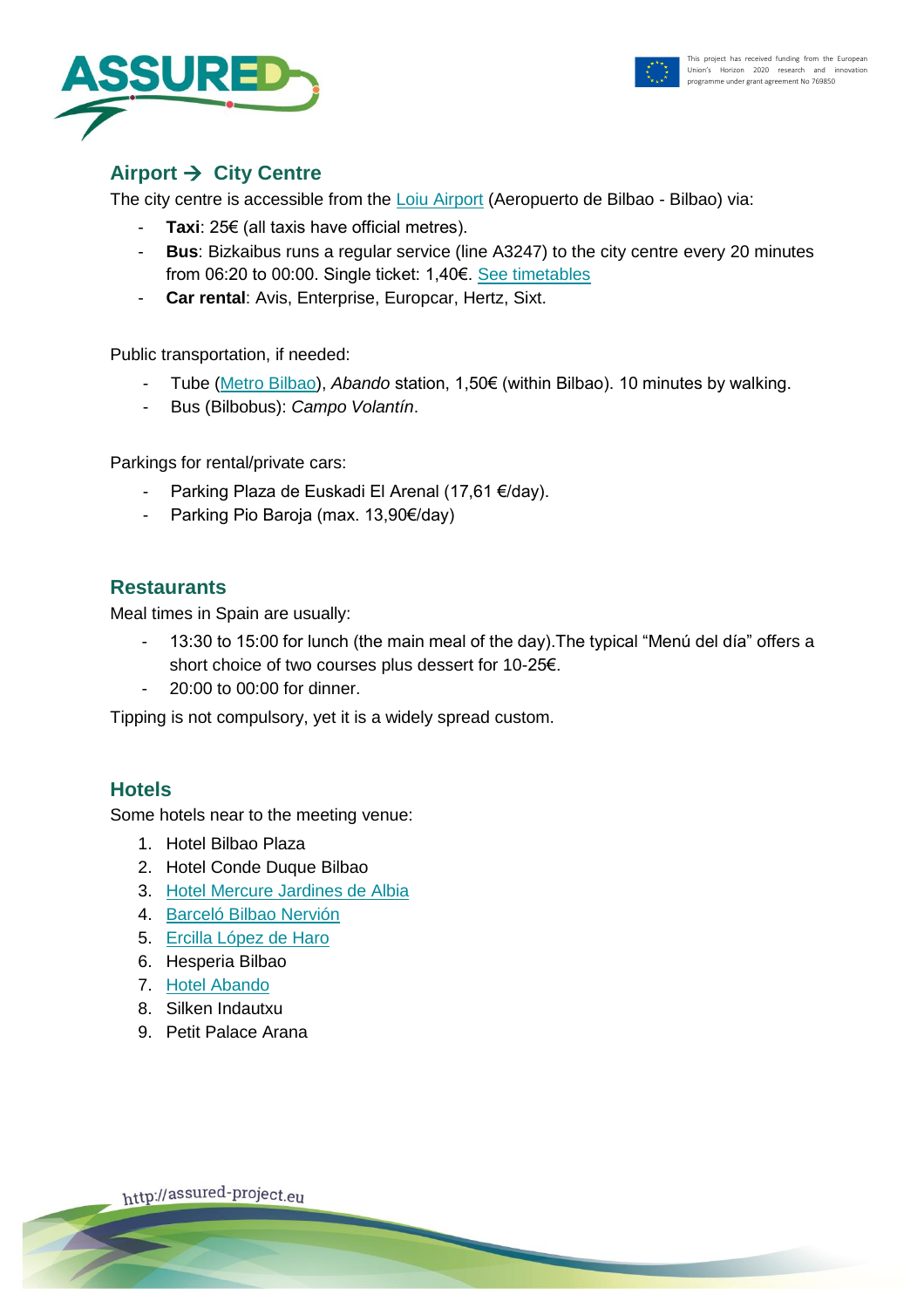## Airport → City Centre

The city centre is accessible from the Loiu Airport (Aeropuerto de Bilbao - Bilbao) via:

- **Taxi**: 25€ (all taxis have official metres).
- **Bus**: Bizkaibus runs a regular service (line A3247) to the city centre every 20 minutes from 06:20 to 00:00. Single ticket: 1,40€. See timetables
- **Car rental**: Avis, Enterprise, Europcar, Hertz, Sixt.

Public transportation, if needed:

- Tube (Metro Bilbao), *Abando* station, 1,50€ (within Bilbao). 10 minutes by walking.
- Bus (Bilbobus): *Campo Volantín*.

Parkings for rental/private cars:

- Parking Plaza de Euskadi El Arenal (17,61 €/day).
- Parking Pio Baroja (max. 13,90€/day)

## Restaurants

Meal times in Spain are usually:

- 13:30 to 15:00 for lunch (the main meal of the day).The typical "Menú del día" offers a short choice of two courses plus dessert for 10-25€.
- 20:00 to 00:00 for dinner.

Tipping is not compulsory, yet it is a widely spread custom.

## Hotels

Some hotels near to the meeting venue:

1. Hotel Bilbao Plaza
2. Hotel Conde Duque Bilbao
3. Hotel Mercure Jardines de Albia
4. Barceló Bilbao Nervión
5. Ercilla López de Haro
6. Hesperia Bilbao
7. Hotel Abando
8. Silken Indautxu
9. Petit Palace Arana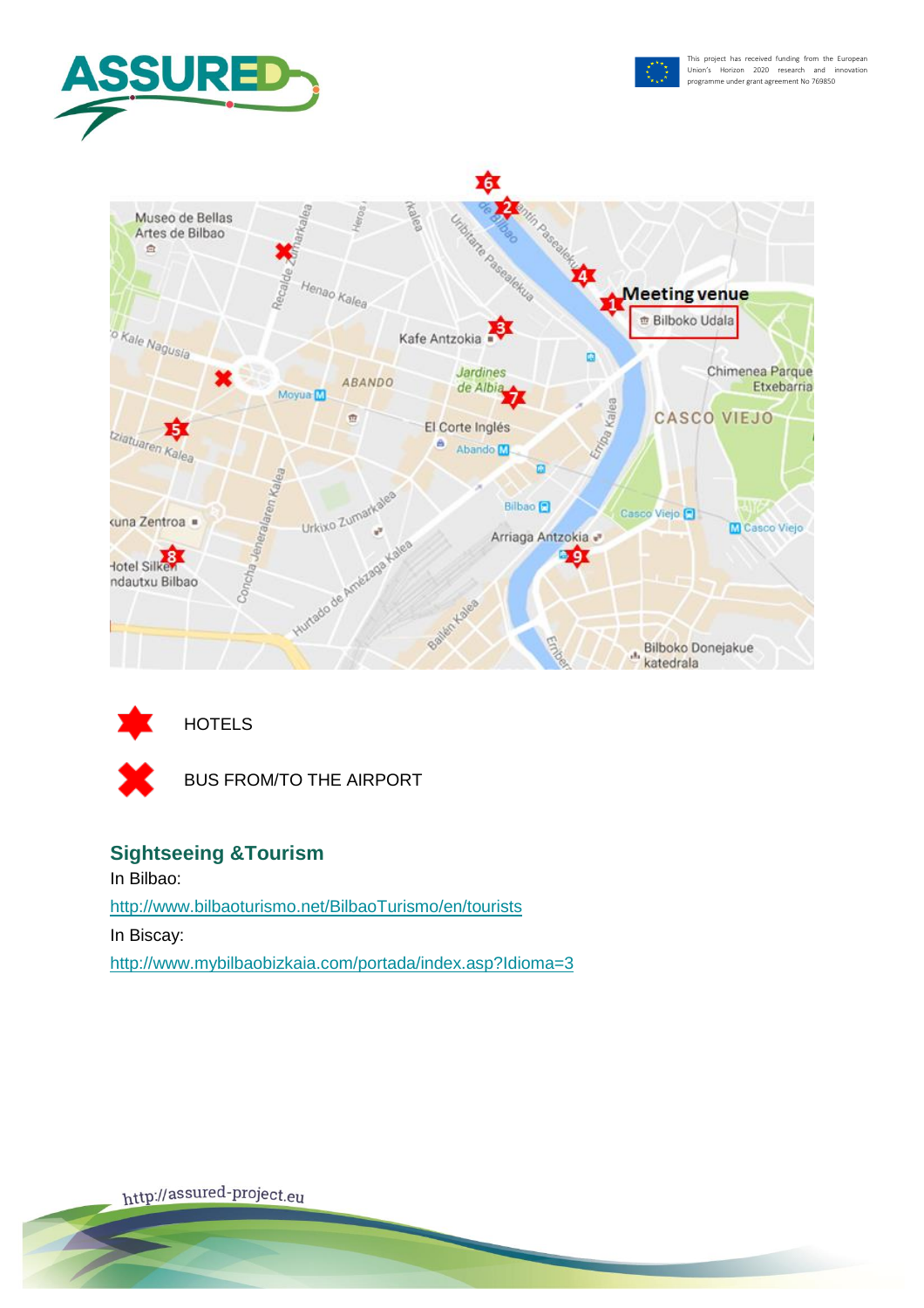HOTELS

BUS FROM/TO THE AIRPORT

## Sightseeing &Tourism

In Bilbao:

http://www.bilbaoturismo.net/BilbaoTurismo/en/tourists

In Biscay:

http://www.mybilbaobizkaia.com/portada/index.asp?Idioma=3